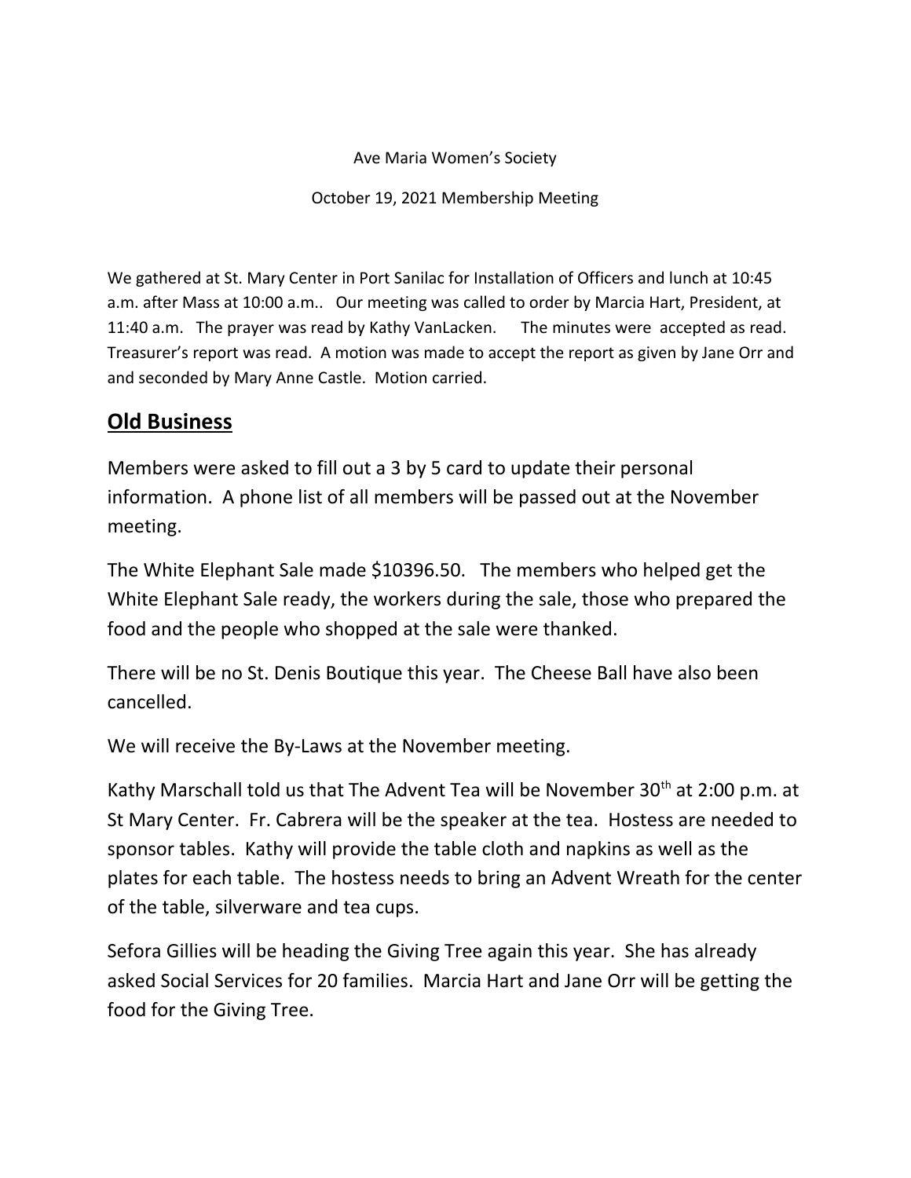Ave Maria Women's Society

October 19, 2021 Membership Meeting

We gathered at St. Mary Center in Port Sanilac for Installation of Officers and lunch at 10:45 a.m. after Mass at 10:00 a.m.. Our meeting was called to order by Marcia Hart, President, at 11:40 a.m. The prayer was read by Kathy VanLacken. The minutes were accepted as read. Treasurer's report was read. A motion was made to accept the report as given by Jane Orr and and seconded by Mary Anne Castle. Motion carried.

## Old Business

Members were asked to fill out a 3 by 5 card to update their personal information. A phone list of all members will be passed out at the November meeting.

The White Elephant Sale made $10396.50. The members who helped get the White Elephant Sale ready, the workers during the sale, those who prepared the food and the people who shopped at the sale were thanked.

There will be no St. Denis Boutique this year. The Cheese Ball have also been cancelled.

We will receive the By-Laws at the November meeting.

Kathy Marschall told us that The Advent Tea will be November 30th at 2:00 p.m. at St Mary Center. Fr. Cabrera will be the speaker at the tea. Hostess are needed to sponsor tables. Kathy will provide the table cloth and napkins as well as the plates for each table. The hostess needs to bring an Advent Wreath for the center of the table, silverware and tea cups.

Sefora Gillies will be heading the Giving Tree again this year. She has already asked Social Services for 20 families. Marcia Hart and Jane Orr will be getting the food for the Giving Tree.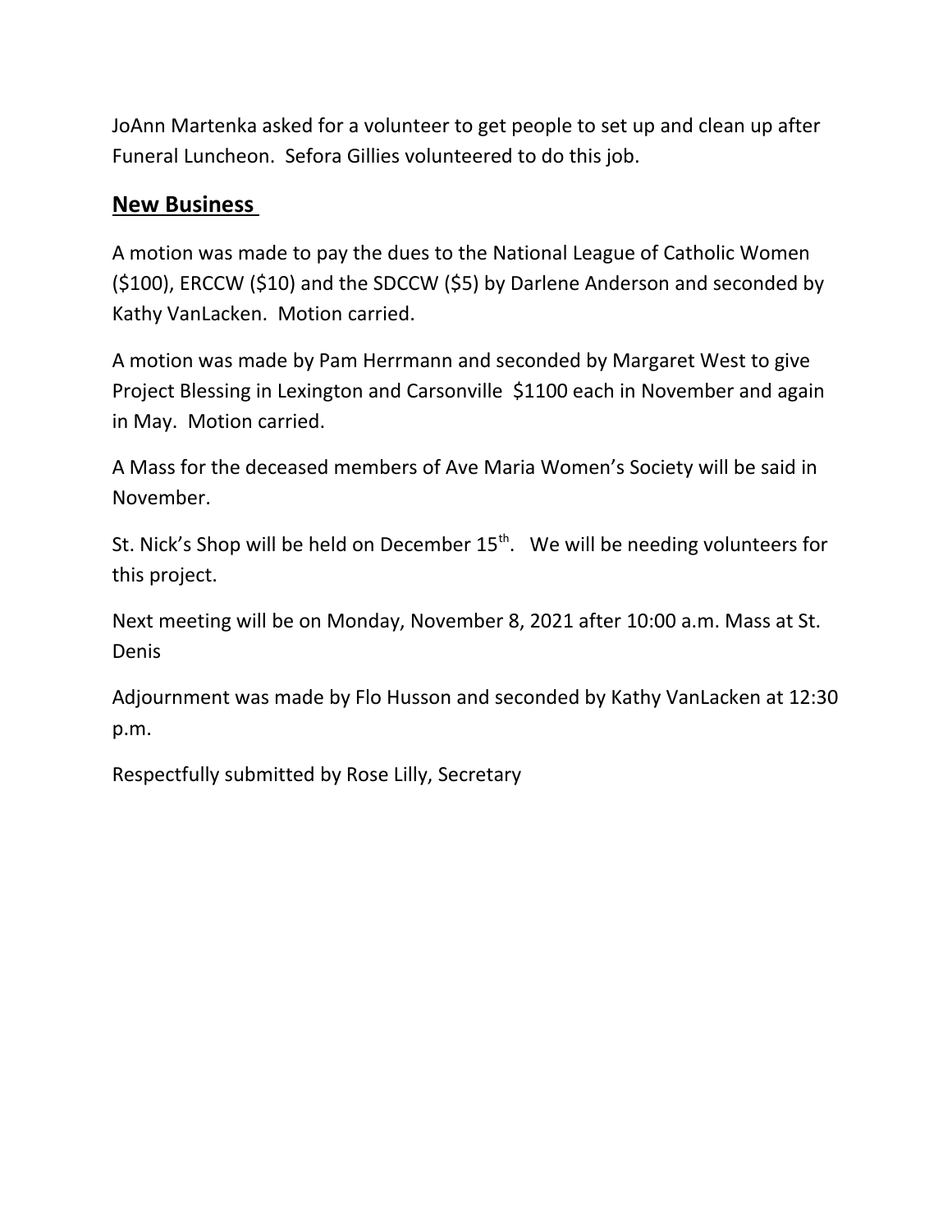JoAnn Martenka asked for a volunteer to get people to set up and clean up after Funeral Luncheon. Sefora Gillies volunteered to do this job.

## **New Business**

A motion was made to pay the dues to the National League of Catholic Women ($100), ERCCW ($10) and the SDCCW ($5) by Darlene Anderson and seconded by Kathy VanLacken. Motion carried.

A motion was made by Pam Herrmann and seconded by Margaret West to give Project Blessing in Lexington and Carsonville $1100 each in November and again in May. Motion carried.

A Mass for the deceased members of Ave Maria Women's Society will be said in November.

St. Nick's Shop will be held on December 15th. We will be needing volunteers for this project.

Next meeting will be on Monday, November 8, 2021 after 10:00 a.m. Mass at St. Denis

Adjournment was made by Flo Husson and seconded by Kathy VanLacken at 12:30 p.m.

Respectfully submitted by Rose Lilly, Secretary